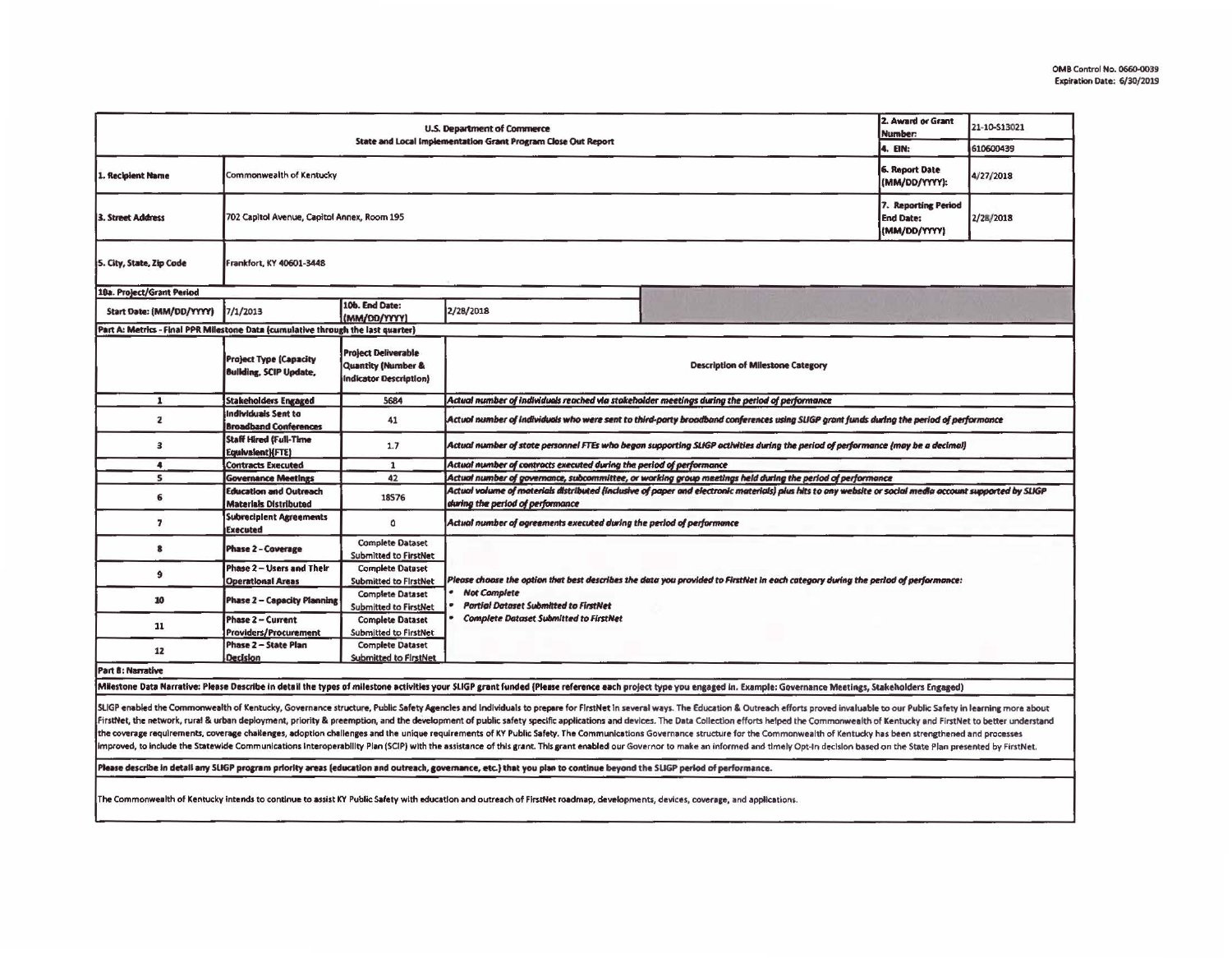OMB Control No. 0660-0039
Expiration Date: 6/30/2019

| U.S. Department of Commerce<br>State and Local Implementation Grant Program Close Out Report | | | | 2. Award or Grant Number: | 21-10-S13021 |
|---|---|---|---|---|---|
| | | | | 4. EIN: | 610600439 |
| 1. Recipient Name | Commonwealth of Kentucky | | | 6. Report Date (MM/DD/YYYY): | 4/27/2018 |
| 3. Street Address | 702 Capitol Avenue, Capitol Annex, Room 195 | | | 7. Reporting Period End Date: (MM/DD/YYYY) | 2/28/2018 |
| 5. City, State, Zip Code | Frankfort, KY 40601-3448 | | | | |
| 10a. Project/Grant Period | | | | | |
| Start Date: (MM/DD/YYYY) | 7/1/2013 | 10b. End Date: (MM/DD/YYYY) | 2/28/2018 | | |

**Part A: Metrics - Final PPR Milestone Data (cumulative through the last quarter)**

| | Project Type (Capacity Building, SCIP Update, | Project Deliverable Quantity (Number & Indicator Description) | Description of Milestone Category |
|---|---|---|---|
| 1 | Stakeholders Engaged | 5684 | *Actual number of individuals reached via stakeholder meetings during the period of performance* |
| 2 | Individuals Sent to Broadband Conferences | 41 | *Actual number of individuals who were sent to third-party broadband conferences using SLIGP grant funds during the period of performance* |
| 3 | Staff Hired (Full-Time Equivalent)(FTE) | 1.7 | *Actual number of state personnel FTEs who began supporting SLIGP activities during the period of performance (may be a decimal)* |
| 4 | Contracts Executed | 1 | *Actual number of contracts executed during the period of performance* |
| 5 | Governance Meetings | 42 | *Actual number of governance, subcommittee, or working group meetings held during the period of performance* |
| 6 | Education and Outreach Materials Distributed | 18576 | *Actual volume of materials distributed (inclusive of paper and electronic materials) plus hits to any website or social media account supported by SLIGP during the period of performance* |
| 7 | Subrecipient Agreements Executed | 0 | *Actual number of agreements executed during the period of performance* |
| 8 | Phase 2 - Coverage | Complete Dataset Submitted to FirstNet | *Please choose the option that best describes the data you provided to FirstNet in each category during the period of performance:*<br>• *Not Complete*<br>• *Partial Dataset Submitted to FirstNet*<br>• *Complete Dataset Submitted to FirstNet* |
| 9 | Phase 2 – Users and Their Operational Areas | Complete Dataset Submitted to FirstNet | |
| 10 | Phase 2 – Capacity Planning | Complete Dataset Submitted to FirstNet | |
| 11 | Phase 2 – Current Providers/Procurement | Complete Dataset Submitted to FirstNet | |
| 12 | Phase 2 – State Plan Decision | Complete Dataset Submitted to FirstNet | |

**Part B: Narrative**

**Milestone Data Narrative: Please Describe in detail the types of milestone activities your SLIGP grant funded (Please reference each project type you engaged in. Example: Governance Meetings, Stakeholders Engaged)**

SLIGP enabled the Commonwealth of Kentucky, Governance structure, Public Safety Agencies and Individuals to prepare for FirstNet in several ways. The Education & Outreach efforts proved invaluable to our Public Safety in learning more about FirstNet, the network, rural & urban deployment, priority & preemption, and the development of public safety specific applications and devices. The Data Collection efforts helped the Commonwealth of Kentucky and FirstNet to better understand the coverage requirements, coverage challenges, adoption challenges and the unique requirements of KY Public Safety. The Communications Governance structure for the Commonwealth of Kentucky has been strengthened and processes improved, to include the Statewide Communications Interoperability Plan (SCIP) with the assistance of this grant. This grant enabled our Governor to make an informed and timely Opt-In decision based on the State Plan presented by FirstNet.

**Please describe in detail any SLIGP program priority areas (education and outreach, governance, etc.) that you plan to continue beyond the SLIGP period of performance.**

The Commonwealth of Kentucky intends to continue to assist KY Public Safety with education and outreach of FirstNet roadmap, developments, devices, coverage, and applications.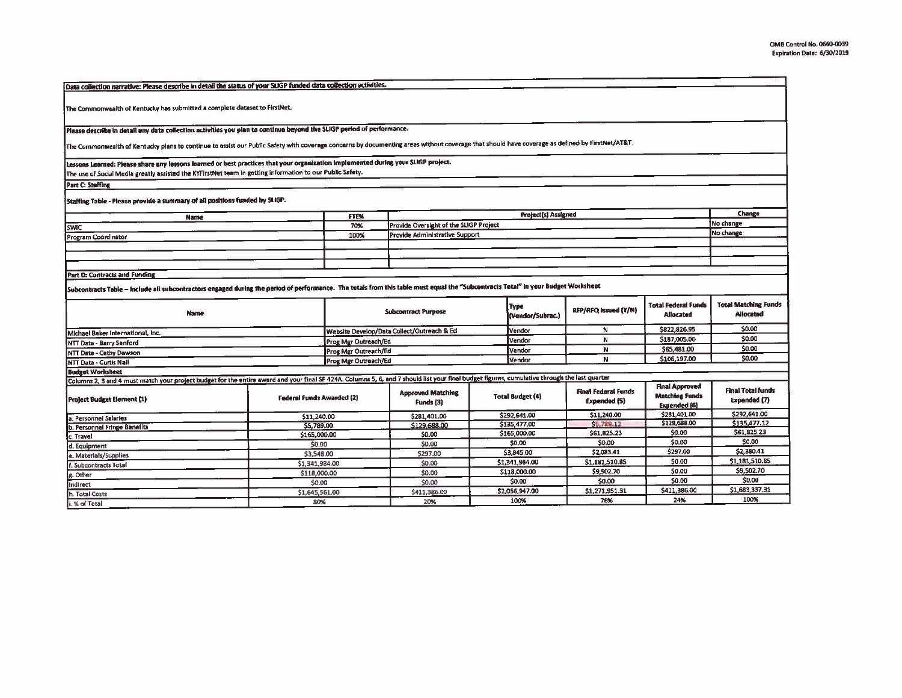OMB Control No. 0660-0039
Expiration Date: 6/30/2019

**Data collection narrative: Please describe in detail the status of your SLIGP funded data collection activities.**

The Commonwealth of Kentucky has submitted a complete dataset to FirstNet.

**Please describe in detail any data collection activities you plan to continue beyond the SLIGP period of performance.**

The Commonwealth of Kentucky plans to continue to assist our Public Safety with coverage concerns by documenting areas without coverage that should have coverage as defined by FirstNet/AT&T.

**Lessons Learned: Please share any lessons learned or best practices that your organization implemented during your SLIGP project.**

The use of Social Media greatly assisted the KYFirstNet team in getting information to our Public Safety.

**Part C: Staffing**

**Staffing Table - Please provide a summary of all positions funded by SLIGP.**

| Name | FTE% | Project(s) Assigned | Change |
|---|---|---|---|
| SWIC | 70% | Provide Oversight of the SLIGP Project | No change |
| Program Coordinator | 100% | Provide Administrative Support | No change |
| | | | |
| | | | |
| | | | |

**Part D: Contracts and Funding**

**Subcontracts Table – Include all subcontractors engaged during the period of performance. The totals from this table must equal the "Subcontracts Total" in your Budget Worksheet**

| Name | Subcontract Purpose | Type (Vendor/Subrec.) | RFP/RFQ Issued (Y/N) | Total Federal Funds Allocated | Total Matching Funds Allocated |
|---|---|---|---|---|---|
| Michael Baker International, Inc. | Website Develop/Data Collect/Outreach & Ed | Vendor | N | $822,826.95 | $0.00 |
| NTT Data - Barry Sanford | Prog Mgr Outreach/Ed | Vendor | N | $187,005.00 | $0.00 |
| NTT Data - Cathy Dawson | Prog Mgr Outreach/Ed | Vendor | N | $65,481.00 | $0.00 |
| NTT Data - Curtis Nail | Prog Mgr Outreach/Ed | Vendor | N | $106,197.00 | $0.00 |

**Budget Worksheet**

Columns 2, 3 and 4 must match your project budget for the entire award and your final SF 424A. Columns 5, 6, and 7 should list your final budget figures, cumulative through the last quarter

| Project Budget Element (1) | Federal Funds Awarded (2) | Approved Matching Funds (3) | Total Budget (4) | Final Federal Funds Expended (5) | Final Approved Matching Funds Expended (6) | Final Total funds Expended (7) |
|---|---|---|---|---|---|---|
| a. Personnel Salaries | $11,240.00 | $281,401.00 | $292,641.00 | $11,240.00 | $281,401.00 | $292,641.00 |
| b. Personnel Fringe Benefits | $5,789.00 | $129,688.00 | $135,477.00 | $5,789.12 | $129,688.00 | $135,477.12 |
| c. Travel | $165,000.00 | $0.00 | $165,000.00 | $61,825.23 | $0.00 | $61,825.23 |
| d. Equipment | $0.00 | $0.00 | $0.00 | $0.00 | $0.00 | $0.00 |
| e. Materials/Supplies | $3,548.00 | $297.00 | $3,845.00 | $2,083.41 | $297.00 | $2,380.41 |
| f. Subcontracts Total | $1,341,984.00 | $0.00 | $1,341,984.00 | $1,181,510.85 | $0.00 | $1,181,510.85 |
| g. Other | $118,000.00 | $0.00 | $118,000.00 | $9,502.70 | $0.00 | $9,502.70 |
| Indirect | $0.00 | $0.00 | $0.00 | $0.00 | $0.00 | $0.00 |
| h. Total Costs | $1,645,561.00 | $411,386.00 | $2,056,947.00 | $1,271,951.31 | $411,386.00 | $1,683,337.31 |
| i. % of Total | 80% | 20% | 100% | 76% | 24% | 100% |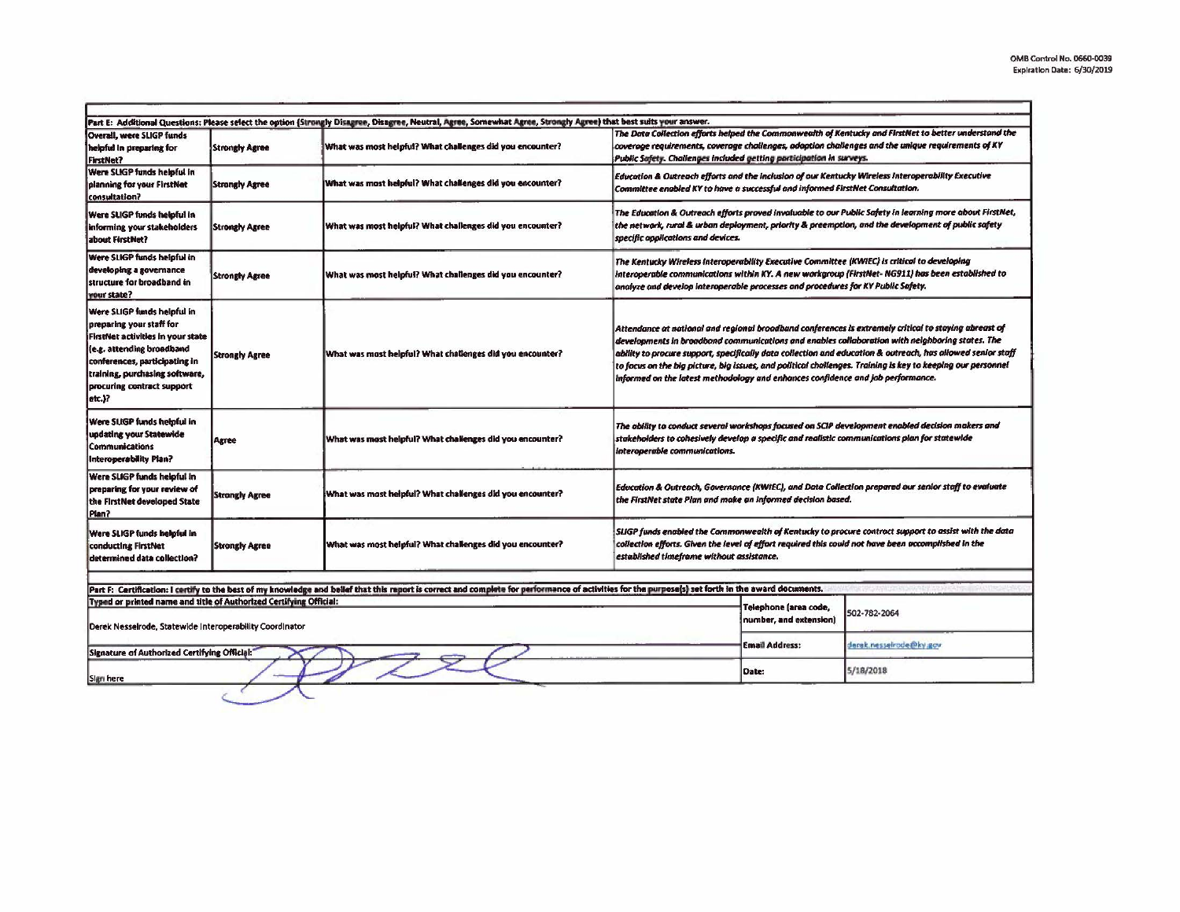OMB Control No. 0660-0038
Expiration Date: 6/30/2019

| Part E: Additional Questions: Please select the option (Strongly Disagree, Disagree, Neutral, Agree, Somewhat Agree, Strongly Agree) that best suits your answer. | | | |
|---|---|---|---|
| Overall, were SLIGP funds helpful in preparing for FirstNet? | Strongly Agree | What was most helpful? What challenges did you encounter? | *The Data Collection efforts helped the Commonwealth of Kentucky and FirstNet to better understand the coverage requirements, coverage challenges, adoption challenges and the unique requirements of KY Public Safety. Challenges included getting participation in surveys.* |
| Were SLIGP funds helpful in planning for your FirstNet consultation? | Strongly Agree | What was most helpful? What challenges did you encounter? | *Education & Outreach efforts and the inclusion of our Kentucky Wireless Interoperability Executive Committee enabled KY to have a successful and informed FirstNet Consultation.* |
| Were SLIGP funds helpful in informing your stakeholders about FirstNet? | Strongly Agree | What was most helpful? What challenges did you encounter? | *The Education & Outreach efforts proved invaluable to our Public Safety in learning more about FirstNet, the network, rural & urban deployment, priority & preemption, and the development of public safety specific applications and devices.* |
| Were SLIGP funds helpful in developing a governance structure for broadband in your state? | Strongly Agree | What was most helpful? What challenges did you encounter? | *The Kentucky Wireless Interoperability Executive Committee (KWIEC) is critical to developing interoperable communications within KY. A new workgroup (FirstNet- NG911) has been established to analyze and develop interoperable processes and procedures for KY Public Safety.* |
| Were SLIGP funds helpful in preparing your staff for FirstNet activities in your state (e.g. attending broadband conferences, participating in training, purchasing software, procuring contract support etc.)? | Strongly Agree | What was most helpful? What challenges did you encounter? | *Attendance at national and regional broadband conferences is extremely critical to staying abreast of developments in broadband communications and enables collaboration with neighboring states. The ability to procure support, specifically data collection and education & outreach, has allowed senior staff to focus on the big picture, big issues, and political challenges. Training is key to keeping our personnel informed on the latest methodology and enhances confidence and job performance.* |
| Were SLIGP funds helpful in updating your Statewide Communications Interoperability Plan? | Agree | What was most helpful? What challenges did you encounter? | *The ability to conduct several workshops focused on SCIP development enabled decision makers and stakeholders to cohesively develop a specific and realistic communications plan for statewide interoperable communications.* |
| Were SLIGP funds helpful in preparing for your review of the FirstNet developed State Plan? | Strongly Agree | What was most helpful? What challenges did you encounter? | *Education & Outreach, Governance (KWIEC), and Data Collection prepared our senior staff to evaluate the FirstNet state Plan and make an informed decision based.* |
| Were SLIGP funds helpful in conducting FirstNet determined data collection? | Strongly Agree | What was most helpful? What challenges did you encounter? | *SLIGP funds enabled the Commonwealth of Kentucky to procure contract support to assist with the data collection efforts. Given the level of effort required this could not have been accomplished in the established timeframe without assistance.* |

| Part F: Certification: I certify to the best of my knowledge and belief that this report is correct and complete for performance of activities for the purpose(s) set forth in the award documents. | | |
|---|---|---|
| Typed or printed name and title of Authorized Certifying Official: Derek Nesselrode, Statewide Interoperability Coordinator | Telephone (area code, number, and extension) | 502-782-2064 |
| Signature of Authorized Certifying Official: Sign here | Email Address: | derek.nesselrode@ky.gov |
| | Date: | 5/18/2018 |